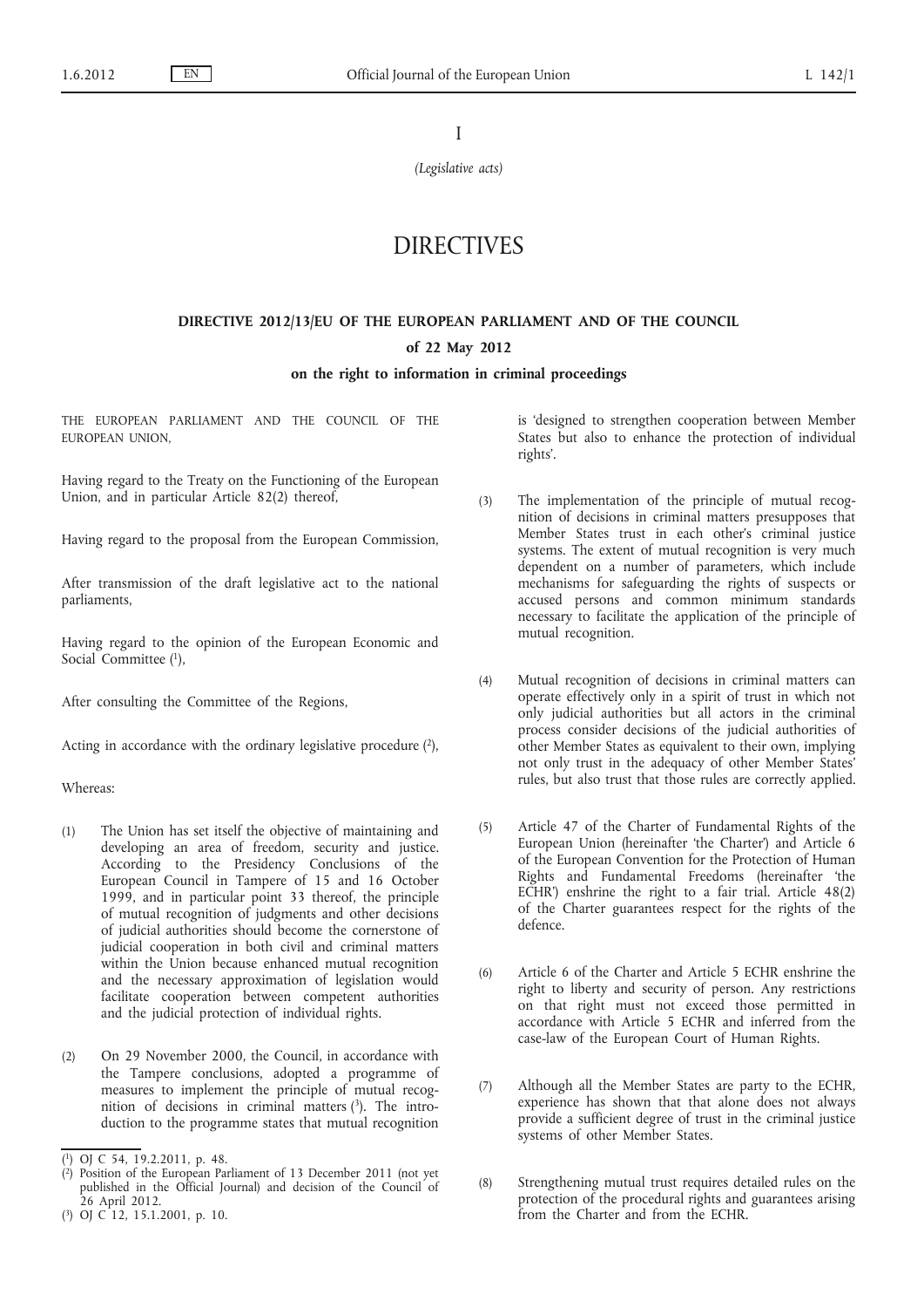I

*(Legislative acts)*

# DIRECTIVES

## DIRECTIVE 2012/13/EU OF THE EUROPEAN PARLIAMENT AND OF THE COUNCIL

**of 22 May 2012**

**on the right to information in criminal proceedings**

THE EUROPEAN PARLIAMENT AND THE COUNCIL OF THE EUROPEAN UNION,

Having regard to the Treaty on the Functioning of the European Union, and in particular Article 82(2) thereof,

Having regard to the proposal from the European Commission,

After transmission of the draft legislative act to the national parliaments,

Having regard to the opinion of the European Economic and Social Committee [1],

After consulting the Committee of the Regions,

Acting in accordance with the ordinary legislative procedure [2],

Whereas:

(1) The Union has set itself the objective of maintaining and developing an area of freedom, security and justice. According to the Presidency Conclusions of the European Council in Tampere of 15 and 16 October 1999, and in particular point 33 thereof, the principle of mutual recognition of judgments and other decisions of judicial authorities should become the cornerstone of judicial cooperation in both civil and criminal matters within the Union because enhanced mutual recognition and the necessary approximation of legislation would facilitate cooperation between competent authorities and the judicial protection of individual rights.

(2) On 29 November 2000, the Council, in accordance with the Tampere conclusions, adopted a programme of measures to implement the principle of mutual recognition of decisions in criminal matters [3]. The introduction to the programme states that mutual recognition is 'designed to strengthen cooperation between Member States but also to enhance the protection of individual rights'.

(3) The implementation of the principle of mutual recognition of decisions in criminal matters presupposes that Member States trust in each other's criminal justice systems. The extent of mutual recognition is very much dependent on a number of parameters, which include mechanisms for safeguarding the rights of suspects or accused persons and common minimum standards necessary to facilitate the application of the principle of mutual recognition.

(4) Mutual recognition of decisions in criminal matters can operate effectively only in a spirit of trust in which not only judicial authorities but all actors in the criminal process consider decisions of the judicial authorities of other Member States as equivalent to their own, implying not only trust in the adequacy of other Member States' rules, but also trust that those rules are correctly applied.

(5) Article 47 of the Charter of Fundamental Rights of the European Union (hereinafter 'the Charter') and Article 6 of the European Convention for the Protection of Human Rights and Fundamental Freedoms (hereinafter 'the ECHR') enshrine the right to a fair trial. Article 48(2) of the Charter guarantees respect for the rights of the defence.

(6) Article 6 of the Charter and Article 5 ECHR enshrine the right to liberty and security of person. Any restrictions on that right must not exceed those permitted in accordance with Article 5 ECHR and inferred from the case-law of the European Court of Human Rights.

(7) Although all the Member States are party to the ECHR, experience has shown that that alone does not always provide a sufficient degree of trust in the criminal justice systems of other Member States.

(8) Strengthening mutual trust requires detailed rules on the protection of the procedural rights and guarantees arising from the Charter and from the ECHR.

---

[1] OJ C 54, 19.2.2011, p. 48.

[2] Position of the European Parliament of 13 December 2011 (not yet published in the Official Journal) and decision of the Council of 26 April 2012.

[3] OJ C 12, 15.1.2001, p. 10.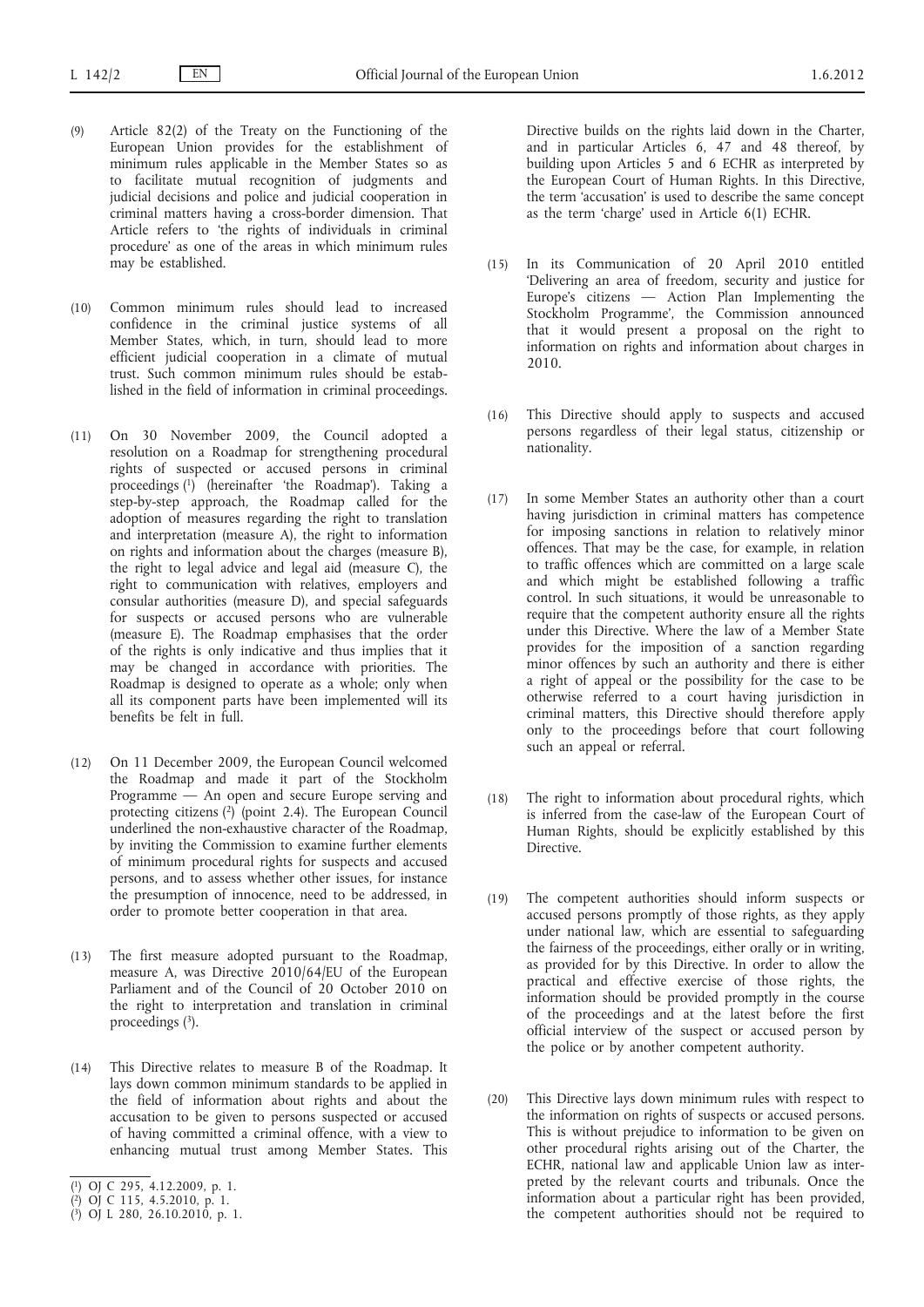(9) Article 82(2) of the Treaty on the Functioning of the European Union provides for the establishment of minimum rules applicable in the Member States so as to facilitate mutual recognition of judgments and judicial decisions and police and judicial cooperation in criminal matters having a cross-border dimension. That Article refers to 'the rights of individuals in criminal procedure' as one of the areas in which minimum rules may be established.

(10) Common minimum rules should lead to increased confidence in the criminal justice systems of all Member States, which, in turn, should lead to more efficient judicial cooperation in a climate of mutual trust. Such common minimum rules should be established in the field of information in criminal proceedings.

(11) On 30 November 2009, the Council adopted a resolution on a Roadmap for strengthening procedural rights of suspected or accused persons in criminal proceedings [1] (hereinafter 'the Roadmap'). Taking a step-by-step approach, the Roadmap called for the adoption of measures regarding the right to translation and interpretation (measure A), the right to information on rights and information about the charges (measure B), the right to legal advice and legal aid (measure C), the right to communication with relatives, employers and consular authorities (measure D), and special safeguards for suspects or accused persons who are vulnerable (measure E). The Roadmap emphasises that the order of the rights is only indicative and thus implies that it may be changed in accordance with priorities. The Roadmap is designed to operate as a whole; only when all its component parts have been implemented will its benefits be felt in full.

(12) On 11 December 2009, the European Council welcomed the Roadmap and made it part of the Stockholm Programme — An open and secure Europe serving and protecting citizens [2] (point 2.4). The European Council underlined the non-exhaustive character of the Roadmap, by inviting the Commission to examine further elements of minimum procedural rights for suspects and accused persons, and to assess whether other issues, for instance the presumption of innocence, need to be addressed, in order to promote better cooperation in that area.

(13) The first measure adopted pursuant to the Roadmap, measure A, was Directive 2010/64/EU of the European Parliament and of the Council of 20 October 2010 on the right to interpretation and translation in criminal proceedings [3].

(14) This Directive relates to measure B of the Roadmap. It lays down common minimum standards to be applied in the field of information about rights and about the accusation to be given to persons suspected or accused of having committed a criminal offence, with a view to enhancing mutual trust among Member States. This Directive builds on the rights laid down in the Charter, and in particular Articles 6, 47 and 48 thereof, by building upon Articles 5 and 6 ECHR as interpreted by the European Court of Human Rights. In this Directive, the term 'accusation' is used to describe the same concept as the term 'charge' used in Article 6(1) ECHR.

(15) In its Communication of 20 April 2010 entitled 'Delivering an area of freedom, security and justice for Europe's citizens — Action Plan Implementing the Stockholm Programme', the Commission announced that it would present a proposal on the right to information on rights and information about charges in 2010.

(16) This Directive should apply to suspects and accused persons regardless of their legal status, citizenship or nationality.

(17) In some Member States an authority other than a court having jurisdiction in criminal matters has competence for imposing sanctions in relation to relatively minor offences. That may be the case, for example, in relation to traffic offences which are committed on a large scale and which might be established following a traffic control. In such situations, it would be unreasonable to require that the competent authority ensure all the rights under this Directive. Where the law of a Member State provides for the imposition of a sanction regarding minor offences by such an authority and there is either a right of appeal or the possibility for the case to be otherwise referred to a court having jurisdiction in criminal matters, this Directive should therefore apply only to the proceedings before that court following such an appeal or referral.

(18) The right to information about procedural rights, which is inferred from the case-law of the European Court of Human Rights, should be explicitly established by this Directive.

(19) The competent authorities should inform suspects or accused persons promptly of those rights, as they apply under national law, which are essential to safeguarding the fairness of the proceedings, either orally or in writing, as provided for by this Directive. In order to allow the practical and effective exercise of those rights, the information should be provided promptly in the course of the proceedings and at the latest before the first official interview of the suspect or accused person by the police or by another competent authority.

(20) This Directive lays down minimum rules with respect to the information on rights of suspects or accused persons. This is without prejudice to information to be given on other procedural rights arising out of the Charter, the ECHR, national law and applicable Union law as interpreted by the relevant courts and tribunals. Once the information about a particular right has been provided, the competent authorities should not be required to

---

[1] OJ C 295, 4.12.2009, p. 1.

[2] OJ C 115, 4.5.2010, p. 1.

[3] OJ L 280, 26.10.2010, p. 1.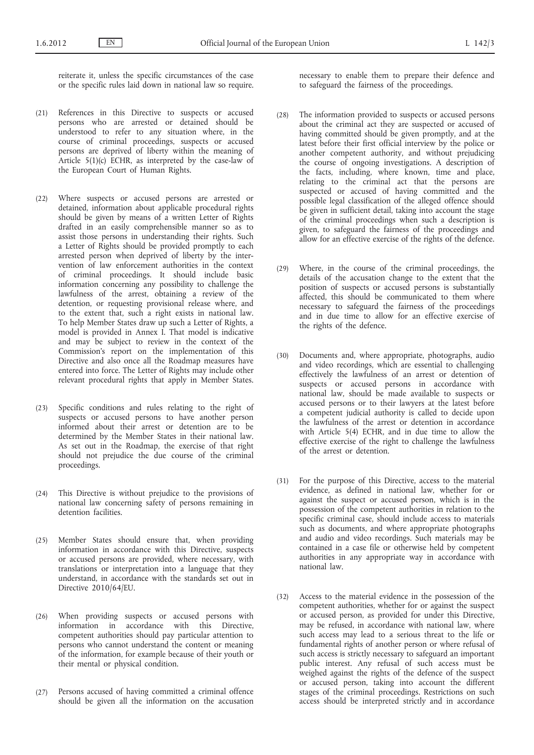reiterate it, unless the specific circumstances of the case or the specific rules laid down in national law so require.

(21) References in this Directive to suspects or accused persons who are arrested or detained should be understood to refer to any situation where, in the course of criminal proceedings, suspects or accused persons are deprived of liberty within the meaning of Article 5(1)(c) ECHR, as interpreted by the case-law of the European Court of Human Rights.

(22) Where suspects or accused persons are arrested or detained, information about applicable procedural rights should be given by means of a written Letter of Rights drafted in an easily comprehensible manner so as to assist those persons in understanding their rights. Such a Letter of Rights should be provided promptly to each arrested person when deprived of liberty by the intervention of law enforcement authorities in the context of criminal proceedings. It should include basic information concerning any possibility to challenge the lawfulness of the arrest, obtaining a review of the detention, or requesting provisional release where, and to the extent that, such a right exists in national law. To help Member States draw up such a Letter of Rights, a model is provided in Annex I. That model is indicative and may be subject to review in the context of the Commission's report on the implementation of this Directive and also once all the Roadmap measures have entered into force. The Letter of Rights may include other relevant procedural rights that apply in Member States.

(23) Specific conditions and rules relating to the right of suspects or accused persons to have another person informed about their arrest or detention are to be determined by the Member States in their national law. As set out in the Roadmap, the exercise of that right should not prejudice the due course of the criminal proceedings.

(24) This Directive is without prejudice to the provisions of national law concerning safety of persons remaining in detention facilities.

(25) Member States should ensure that, when providing information in accordance with this Directive, suspects or accused persons are provided, where necessary, with translations or interpretation into a language that they understand, in accordance with the standards set out in Directive 2010/64/EU.

(26) When providing suspects or accused persons with information in accordance with this Directive, competent authorities should pay particular attention to persons who cannot understand the content or meaning of the information, for example because of their youth or their mental or physical condition.

(27) Persons accused of having committed a criminal offence should be given all the information on the accusation necessary to enable them to prepare their defence and to safeguard the fairness of the proceedings.

(28) The information provided to suspects or accused persons about the criminal act they are suspected or accused of having committed should be given promptly, and at the latest before their first official interview by the police or another competent authority, and without prejudicing the course of ongoing investigations. A description of the facts, including, where known, time and place, relating to the criminal act that the persons are suspected or accused of having committed and the possible legal classification of the alleged offence should be given in sufficient detail, taking into account the stage of the criminal proceedings when such a description is given, to safeguard the fairness of the proceedings and allow for an effective exercise of the rights of the defence.

(29) Where, in the course of the criminal proceedings, the details of the accusation change to the extent that the position of suspects or accused persons is substantially affected, this should be communicated to them where necessary to safeguard the fairness of the proceedings and in due time to allow for an effective exercise of the rights of the defence.

(30) Documents and, where appropriate, photographs, audio and video recordings, which are essential to challenging effectively the lawfulness of an arrest or detention of suspects or accused persons in accordance with national law, should be made available to suspects or accused persons or to their lawyers at the latest before a competent judicial authority is called to decide upon the lawfulness of the arrest or detention in accordance with Article 5(4) ECHR, and in due time to allow the effective exercise of the right to challenge the lawfulness of the arrest or detention.

(31) For the purpose of this Directive, access to the material evidence, as defined in national law, whether for or against the suspect or accused person, which is in the possession of the competent authorities in relation to the specific criminal case, should include access to materials such as documents, and where appropriate photographs and audio and video recordings. Such materials may be contained in a case file or otherwise held by competent authorities in any appropriate way in accordance with national law.

(32) Access to the material evidence in the possession of the competent authorities, whether for or against the suspect or accused person, as provided for under this Directive, may be refused, in accordance with national law, where such access may lead to a serious threat to the life or fundamental rights of another person or where refusal of such access is strictly necessary to safeguard an important public interest. Any refusal of such access must be weighed against the rights of the defence of the suspect or accused person, taking into account the different stages of the criminal proceedings. Restrictions on such access should be interpreted strictly and in accordance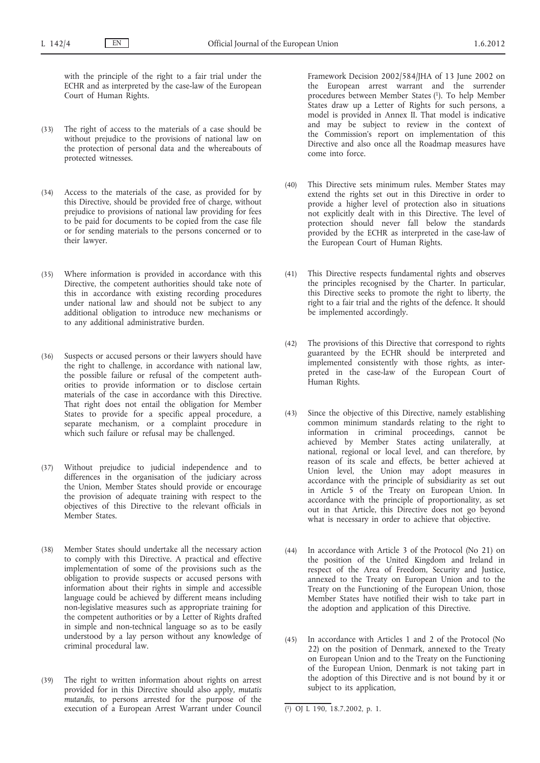with the principle of the right to a fair trial under the ECHR and as interpreted by the case-law of the European Court of Human Rights.

(33) The right of access to the materials of a case should be without prejudice to the provisions of national law on the protection of personal data and the whereabouts of protected witnesses.

(34) Access to the materials of the case, as provided for by this Directive, should be provided free of charge, without prejudice to provisions of national law providing for fees to be paid for documents to be copied from the case file or for sending materials to the persons concerned or to their lawyer.

(35) Where information is provided in accordance with this Directive, the competent authorities should take note of this in accordance with existing recording procedures under national law and should not be subject to any additional obligation to introduce new mechanisms or to any additional administrative burden.

(36) Suspects or accused persons or their lawyers should have the right to challenge, in accordance with national law, the possible failure or refusal of the competent authorities to provide information or to disclose certain materials of the case in accordance with this Directive. That right does not entail the obligation for Member States to provide for a specific appeal procedure, a separate mechanism, or a complaint procedure in which such failure or refusal may be challenged.

(37) Without prejudice to judicial independence and to differences in the organisation of the judiciary across the Union, Member States should provide or encourage the provision of adequate training with respect to the objectives of this Directive to the relevant officials in Member States.

(38) Member States should undertake all the necessary action to comply with this Directive. A practical and effective implementation of some of the provisions such as the obligation to provide suspects or accused persons with information about their rights in simple and accessible language could be achieved by different means including non-legislative measures such as appropriate training for the competent authorities or by a Letter of Rights drafted in simple and non-technical language so as to be easily understood by a lay person without any knowledge of criminal procedural law.

(39) The right to written information about rights on arrest provided for in this Directive should also apply, *mutatis mutandis*, to persons arrested for the purpose of the execution of a European Arrest Warrant under Council Framework Decision 2002/584/JHA of 13 June 2002 on the European arrest warrant and the surrender procedures between Member States [1]. To help Member States draw up a Letter of Rights for such persons, a model is provided in Annex II. That model is indicative and may be subject to review in the context of the Commission's report on implementation of this Directive and also once all the Roadmap measures have come into force.

(40) This Directive sets minimum rules. Member States may extend the rights set out in this Directive in order to provide a higher level of protection also in situations not explicitly dealt with in this Directive. The level of protection should never fall below the standards provided by the ECHR as interpreted in the case-law of the European Court of Human Rights.

(41) This Directive respects fundamental rights and observes the principles recognised by the Charter. In particular, this Directive seeks to promote the right to liberty, the right to a fair trial and the rights of the defence. It should be implemented accordingly.

(42) The provisions of this Directive that correspond to rights guaranteed by the ECHR should be interpreted and implemented consistently with those rights, as interpreted in the case-law of the European Court of Human Rights.

(43) Since the objective of this Directive, namely establishing common minimum standards relating to the right to information in criminal proceedings, cannot be achieved by Member States acting unilaterally, at national, regional or local level, and can therefore, by reason of its scale and effects, be better achieved at Union level, the Union may adopt measures in accordance with the principle of subsidiarity as set out in Article 5 of the Treaty on European Union. In accordance with the principle of proportionality, as set out in that Article, this Directive does not go beyond what is necessary in order to achieve that objective.

(44) In accordance with Article 3 of the Protocol (No 21) on the position of the United Kingdom and Ireland in respect of the Area of Freedom, Security and Justice, annexed to the Treaty on European Union and to the Treaty on the Functioning of the European Union, those Member States have notified their wish to take part in the adoption and application of this Directive.

(45) In accordance with Articles 1 and 2 of the Protocol (No 22) on the position of Denmark, annexed to the Treaty on European Union and to the Treaty on the Functioning of the European Union, Denmark is not taking part in the adoption of this Directive and is not bound by it or subject to its application,

[1] OJ L 190, 18.7.2002, p. 1.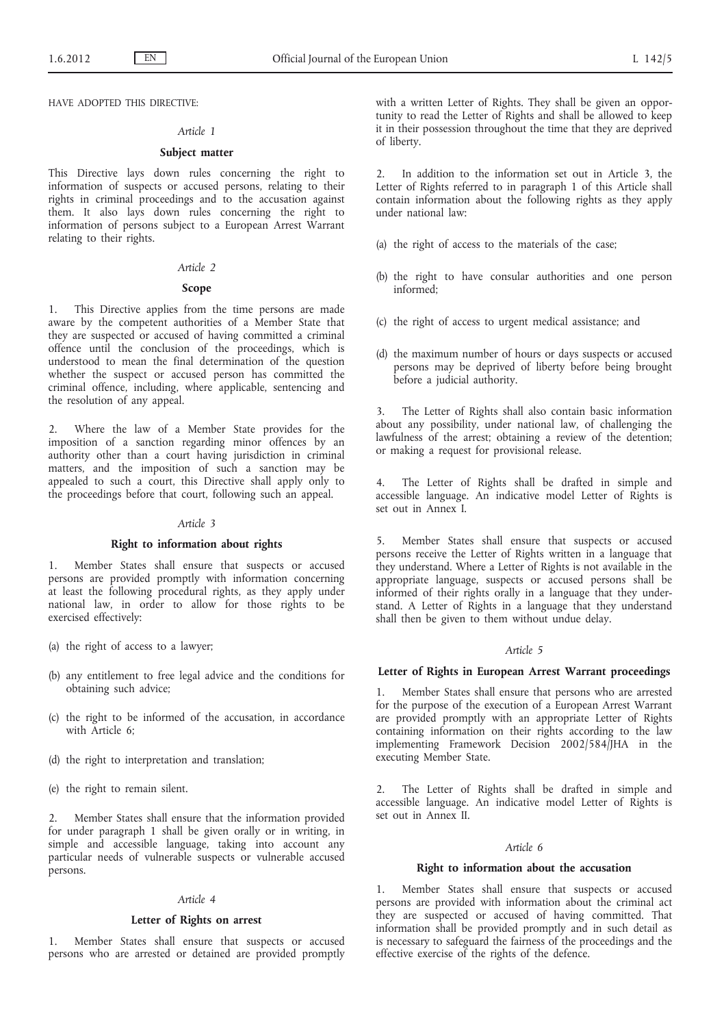HAVE ADOPTED THIS DIRECTIVE:

*Article 1*

**Subject matter**

This Directive lays down rules concerning the right to information of suspects or accused persons, relating to their rights in criminal proceedings and to the accusation against them. It also lays down rules concerning the right to information of persons subject to a European Arrest Warrant relating to their rights.

*Article 2*

**Scope**

1. This Directive applies from the time persons are made aware by the competent authorities of a Member State that they are suspected or accused of having committed a criminal offence until the conclusion of the proceedings, which is understood to mean the final determination of the question whether the suspect or accused person has committed the criminal offence, including, where applicable, sentencing and the resolution of any appeal.

2. Where the law of a Member State provides for the imposition of a sanction regarding minor offences by an authority other than a court having jurisdiction in criminal matters, and the imposition of such a sanction may be appealed to such a court, this Directive shall apply only to the proceedings before that court, following such an appeal.

*Article 3*

**Right to information about rights**

1. Member States shall ensure that suspects or accused persons are provided promptly with information concerning at least the following procedural rights, as they apply under national law, in order to allow for those rights to be exercised effectively:

(a) the right of access to a lawyer;

(b) any entitlement to free legal advice and the conditions for obtaining such advice;

(c) the right to be informed of the accusation, in accordance with Article 6;

(d) the right to interpretation and translation;

(e) the right to remain silent.

2. Member States shall ensure that the information provided for under paragraph 1 shall be given orally or in writing, in simple and accessible language, taking into account any particular needs of vulnerable suspects or vulnerable accused persons.

*Article 4*

**Letter of Rights on arrest**

1. Member States shall ensure that suspects or accused persons who are arrested or detained are provided promptly with a written Letter of Rights. They shall be given an opportunity to read the Letter of Rights and shall be allowed to keep it in their possession throughout the time that they are deprived of liberty.

2. In addition to the information set out in Article 3, the Letter of Rights referred to in paragraph 1 of this Article shall contain information about the following rights as they apply under national law:

(a) the right of access to the materials of the case;

(b) the right to have consular authorities and one person informed;

(c) the right of access to urgent medical assistance; and

(d) the maximum number of hours or days suspects or accused persons may be deprived of liberty before being brought before a judicial authority.

3. The Letter of Rights shall also contain basic information about any possibility, under national law, of challenging the lawfulness of the arrest; obtaining a review of the detention; or making a request for provisional release.

4. The Letter of Rights shall be drafted in simple and accessible language. An indicative model Letter of Rights is set out in Annex I.

5. Member States shall ensure that suspects or accused persons receive the Letter of Rights written in a language that they understand. Where a Letter of Rights is not available in the appropriate language, suspects or accused persons shall be informed of their rights orally in a language that they understand. A Letter of Rights in a language that they understand shall then be given to them without undue delay.

*Article 5*

**Letter of Rights in European Arrest Warrant proceedings**

1. Member States shall ensure that persons who are arrested for the purpose of the execution of a European Arrest Warrant are provided promptly with an appropriate Letter of Rights containing information on their rights according to the law implementing Framework Decision 2002/584/JHA in the executing Member State.

2. The Letter of Rights shall be drafted in simple and accessible language. An indicative model Letter of Rights is set out in Annex II.

*Article 6*

**Right to information about the accusation**

1. Member States shall ensure that suspects or accused persons are provided with information about the criminal act they are suspected or accused of having committed. That information shall be provided promptly and in such detail as is necessary to safeguard the fairness of the proceedings and the effective exercise of the rights of the defence.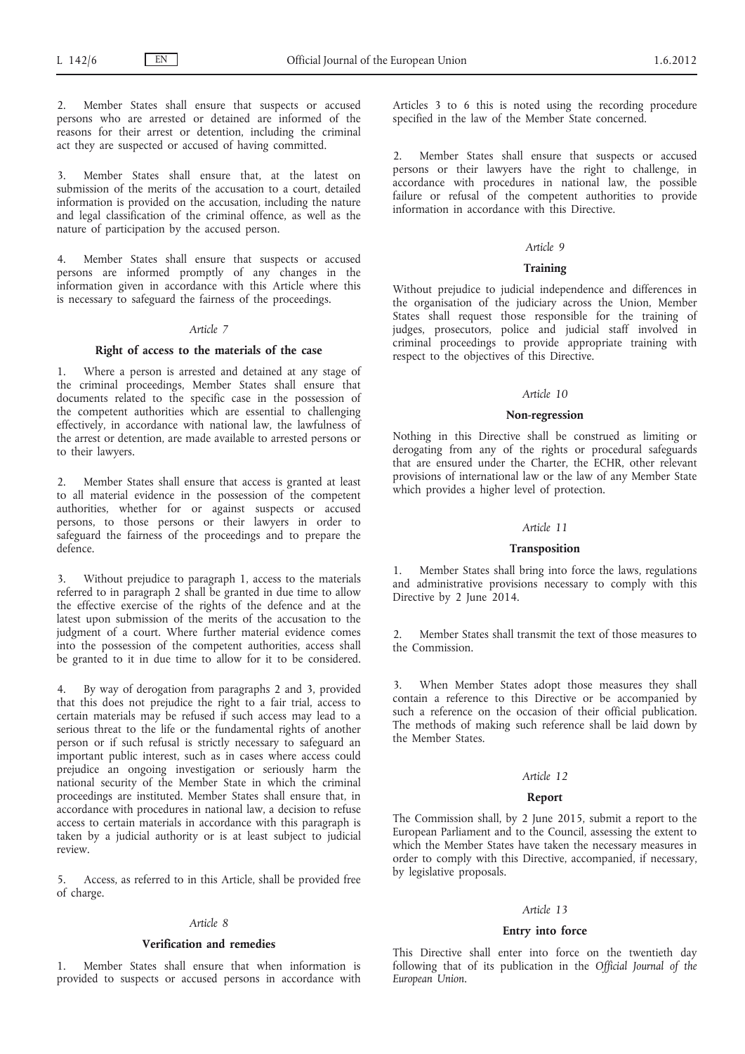2. Member States shall ensure that suspects or accused persons who are arrested or detained are informed of the reasons for their arrest or detention, including the criminal act they are suspected or accused of having committed.

3. Member States shall ensure that, at the latest on submission of the merits of the accusation to a court, detailed information is provided on the accusation, including the nature and legal classification of the criminal offence, as well as the nature of participation by the accused person.

4. Member States shall ensure that suspects or accused persons are informed promptly of any changes in the information given in accordance with this Article where this is necessary to safeguard the fairness of the proceedings.

*Article 7*

**Right of access to the materials of the case**

1. Where a person is arrested and detained at any stage of the criminal proceedings, Member States shall ensure that documents related to the specific case in the possession of the competent authorities which are essential to challenging effectively, in accordance with national law, the lawfulness of the arrest or detention, are made available to arrested persons or to their lawyers.

2. Member States shall ensure that access is granted at least to all material evidence in the possession of the competent authorities, whether for or against suspects or accused persons, to those persons or their lawyers in order to safeguard the fairness of the proceedings and to prepare the defence.

3. Without prejudice to paragraph 1, access to the materials referred to in paragraph 2 shall be granted in due time to allow the effective exercise of the rights of the defence and at the latest upon submission of the merits of the accusation to the judgment of a court. Where further material evidence comes into the possession of the competent authorities, access shall be granted to it in due time to allow for it to be considered.

4. By way of derogation from paragraphs 2 and 3, provided that this does not prejudice the right to a fair trial, access to certain materials may be refused if such access may lead to a serious threat to the life or the fundamental rights of another person or if such refusal is strictly necessary to safeguard an important public interest, such as in cases where access could prejudice an ongoing investigation or seriously harm the national security of the Member State in which the criminal proceedings are instituted. Member States shall ensure that, in accordance with procedures in national law, a decision to refuse access to certain materials in accordance with this paragraph is taken by a judicial authority or is at least subject to judicial review.

5. Access, as referred to in this Article, shall be provided free of charge.

*Article 8*

**Verification and remedies**

1. Member States shall ensure that when information is provided to suspects or accused persons in accordance with Articles 3 to 6 this is noted using the recording procedure specified in the law of the Member State concerned.

2. Member States shall ensure that suspects or accused persons or their lawyers have the right to challenge, in accordance with procedures in national law, the possible failure or refusal of the competent authorities to provide information in accordance with this Directive.

*Article 9*

**Training**

Without prejudice to judicial independence and differences in the organisation of the judiciary across the Union, Member States shall request those responsible for the training of judges, prosecutors, police and judicial staff involved in criminal proceedings to provide appropriate training with respect to the objectives of this Directive.

*Article 10*

**Non-regression**

Nothing in this Directive shall be construed as limiting or derogating from any of the rights or procedural safeguards that are ensured under the Charter, the ECHR, other relevant provisions of international law or the law of any Member State which provides a higher level of protection.

*Article 11*

**Transposition**

1. Member States shall bring into force the laws, regulations and administrative provisions necessary to comply with this Directive by 2 June 2014.

2. Member States shall transmit the text of those measures to the Commission.

3. When Member States adopt those measures they shall contain a reference to this Directive or be accompanied by such a reference on the occasion of their official publication. The methods of making such reference shall be laid down by the Member States.

*Article 12*

**Report**

The Commission shall, by 2 June 2015, submit a report to the European Parliament and to the Council, assessing the extent to which the Member States have taken the necessary measures in order to comply with this Directive, accompanied, if necessary, by legislative proposals.

*Article 13*

**Entry into force**

This Directive shall enter into force on the twentieth day following that of its publication in the *Official Journal of the European Union*.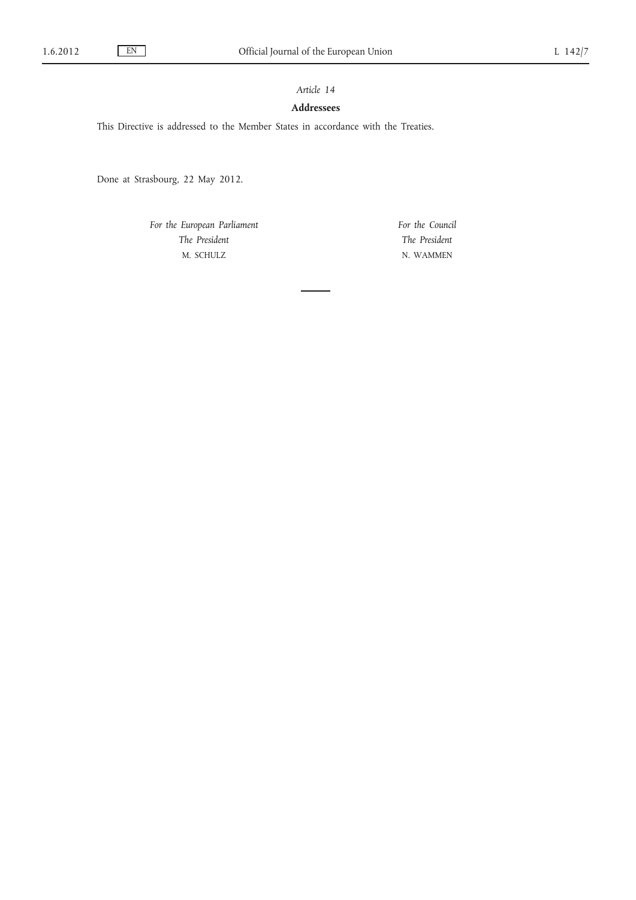*Article 14*

**Addressees**

This Directive is addressed to the Member States in accordance with the Treaties.

Done at Strasbourg, 22 May 2012.

*For the European Parliament*
*The President*
M. SCHULZ

*For the Council*
*The President*
N. WAMMEN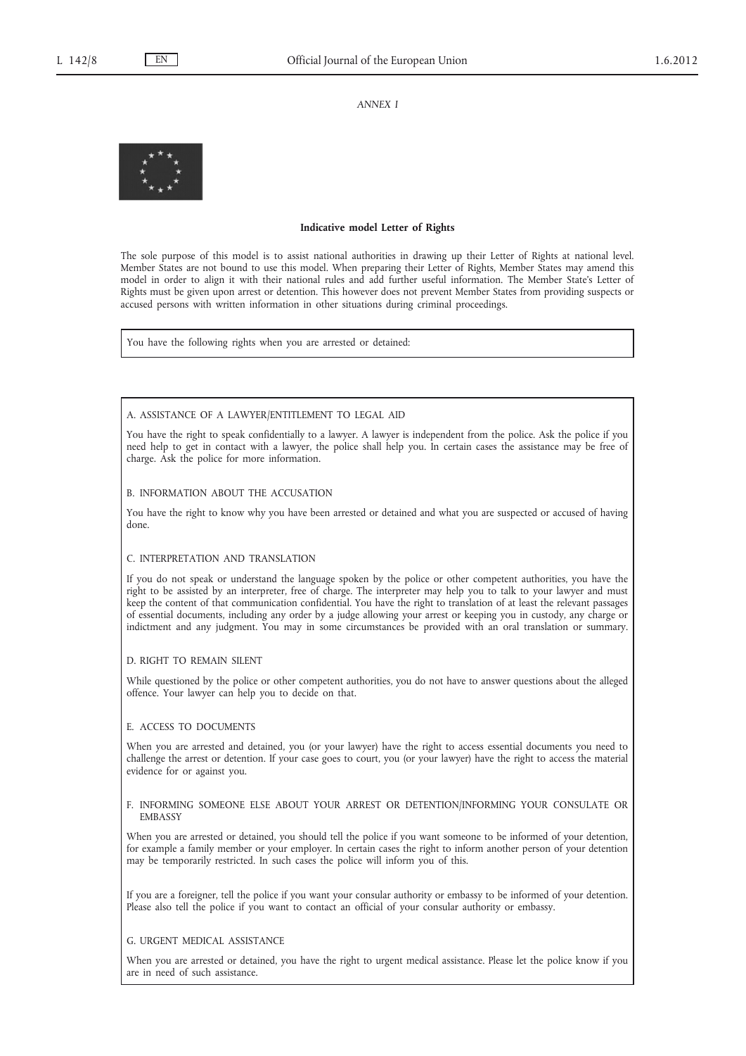*ANNEX I*

**Indicative model Letter of Rights**

The sole purpose of this model is to assist national authorities in drawing up their Letter of Rights at national level. Member States are not bound to use this model. When preparing their Letter of Rights, Member States may amend this model in order to align it with their national rules and add further useful information. The Member State's Letter of Rights must be given upon arrest or detention. This however does not prevent Member States from providing suspects or accused persons with written information in other situations during criminal proceedings.

You have the following rights when you are arrested or detained:

A. ASSISTANCE OF A LAWYER/ENTITLEMENT TO LEGAL AID

You have the right to speak confidentially to a lawyer. A lawyer is independent from the police. Ask the police if you need help to get in contact with a lawyer, the police shall help you. In certain cases the assistance may be free of charge. Ask the police for more information.

B. INFORMATION ABOUT THE ACCUSATION

You have the right to know why you have been arrested or detained and what you are suspected or accused of having done.

C. INTERPRETATION AND TRANSLATION

If you do not speak or understand the language spoken by the police or other competent authorities, you have the right to be assisted by an interpreter, free of charge. The interpreter may help you to talk to your lawyer and must keep the content of that communication confidential. You have the right to translation of at least the relevant passages of essential documents, including any order by a judge allowing your arrest or keeping you in custody, any charge or indictment and any judgment. You may in some circumstances be provided with an oral translation or summary.

D. RIGHT TO REMAIN SILENT

While questioned by the police or other competent authorities, you do not have to answer questions about the alleged offence. Your lawyer can help you to decide on that.

E. ACCESS TO DOCUMENTS

When you are arrested and detained, you (or your lawyer) have the right to access essential documents you need to challenge the arrest or detention. If your case goes to court, you (or your lawyer) have the right to access the material evidence for or against you.

F. INFORMING SOMEONE ELSE ABOUT YOUR ARREST OR DETENTION/INFORMING YOUR CONSULATE OR EMBASSY

When you are arrested or detained, you should tell the police if you want someone to be informed of your detention, for example a family member or your employer. In certain cases the right to inform another person of your detention may be temporarily restricted. In such cases the police will inform you of this.

If you are a foreigner, tell the police if you want your consular authority or embassy to be informed of your detention. Please also tell the police if you want to contact an official of your consular authority or embassy.

G. URGENT MEDICAL ASSISTANCE

When you are arrested or detained, you have the right to urgent medical assistance. Please let the police know if you are in need of such assistance.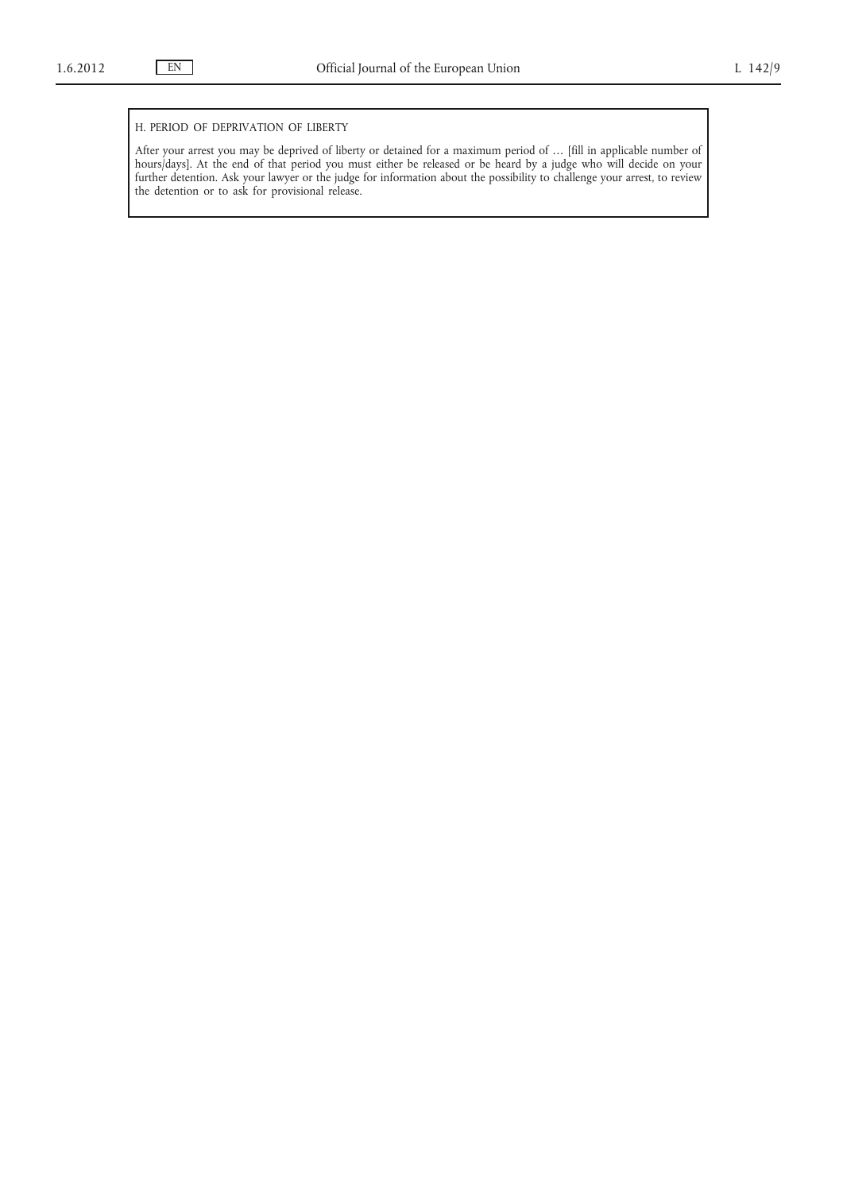H. PERIOD OF DEPRIVATION OF LIBERTY

After your arrest you may be deprived of liberty or detained for a maximum period of … [fill in applicable number of hours/days]. At the end of that period you must either be released or be heard by a judge who will decide on your further detention. Ask your lawyer or the judge for information about the possibility to challenge your arrest, to review the detention or to ask for provisional release.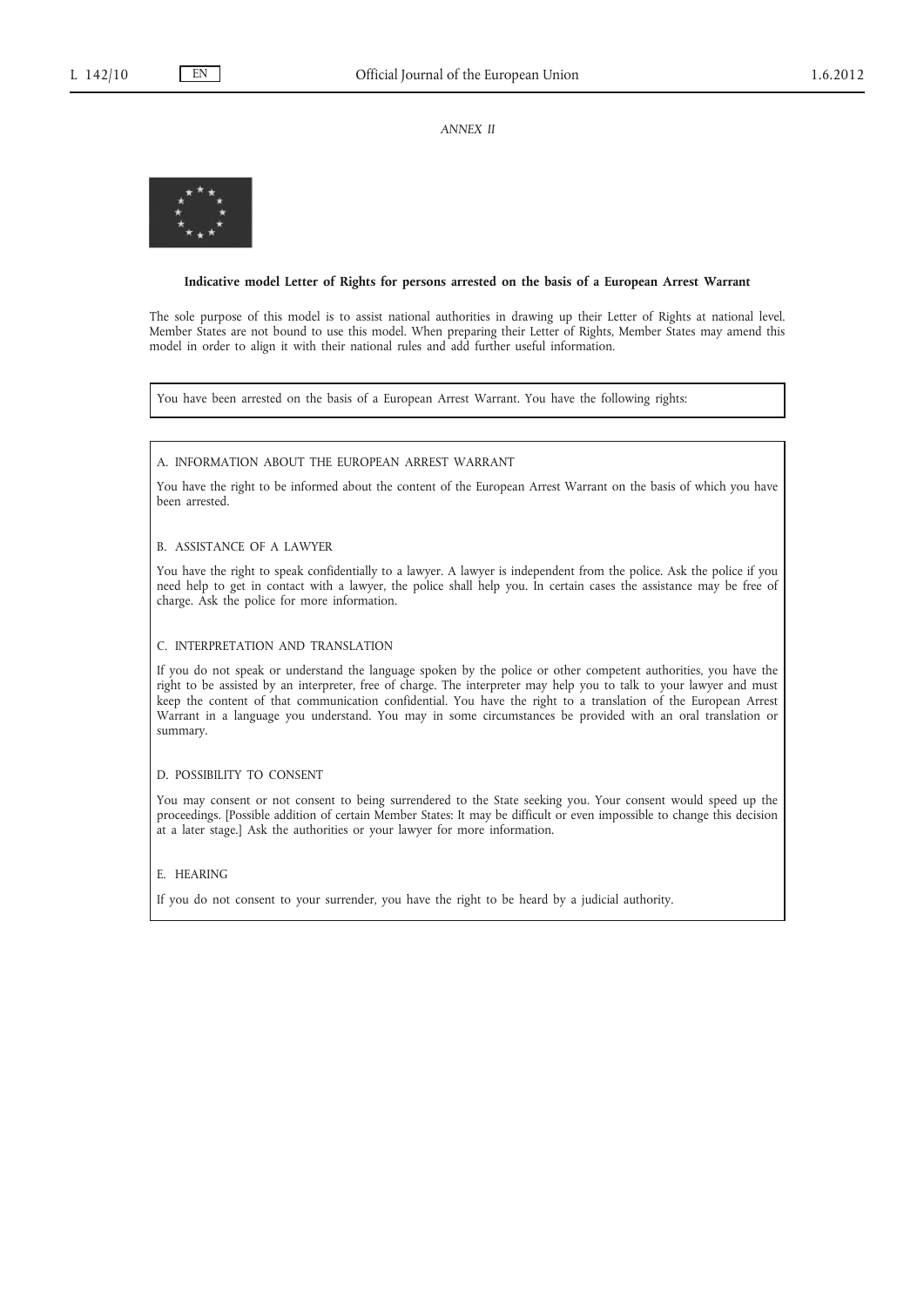*ANNEX II*

**Indicative model Letter of Rights for persons arrested on the basis of a European Arrest Warrant**

The sole purpose of this model is to assist national authorities in drawing up their Letter of Rights at national level. Member States are not bound to use this model. When preparing their Letter of Rights, Member States may amend this model in order to align it with their national rules and add further useful information.

You have been arrested on the basis of a European Arrest Warrant. You have the following rights:

A. INFORMATION ABOUT THE EUROPEAN ARREST WARRANT

You have the right to be informed about the content of the European Arrest Warrant on the basis of which you have been arrested.

B. ASSISTANCE OF A LAWYER

You have the right to speak confidentially to a lawyer. A lawyer is independent from the police. Ask the police if you need help to get in contact with a lawyer, the police shall help you. In certain cases the assistance may be free of charge. Ask the police for more information.

C. INTERPRETATION AND TRANSLATION

If you do not speak or understand the language spoken by the police or other competent authorities, you have the right to be assisted by an interpreter, free of charge. The interpreter may help you to talk to your lawyer and must keep the content of that communication confidential. You have the right to a translation of the European Arrest Warrant in a language you understand. You may in some circumstances be provided with an oral translation or summary.

D. POSSIBILITY TO CONSENT

You may consent or not consent to being surrendered to the State seeking you. Your consent would speed up the proceedings. [Possible addition of certain Member States: It may be difficult or even impossible to change this decision at a later stage.] Ask the authorities or your lawyer for more information.

E. HEARING

If you do not consent to your surrender, you have the right to be heard by a judicial authority.